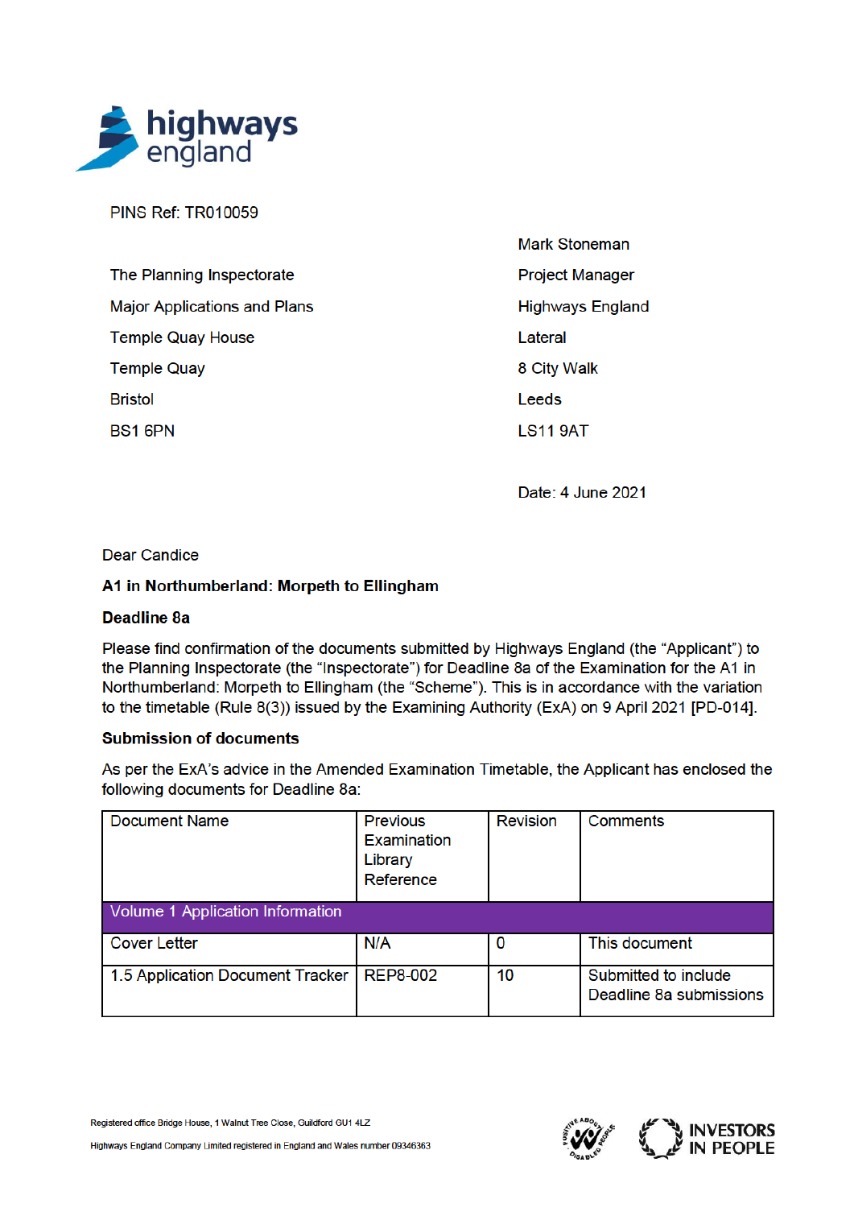PINS Ref: TR010059

Mark Stoneman
Project Manager
Highways England
Lateral
8 City Walk
Leeds
LS11 9AT

The Planning Inspectorate
Major Applications and Plans
Temple Quay House
Temple Quay
Bristol
BS1 6PN

Date: 4 June 2021

Dear Candice

**A1 in Northumberland: Morpeth to Ellingham**

**Deadline 8a**

Please find confirmation of the documents submitted by Highways England (the "Applicant") to the Planning Inspectorate (the "Inspectorate") for Deadline 8a of the Examination for the A1 in Northumberland: Morpeth to Ellingham (the "Scheme"). This is in accordance with the variation to the timetable (Rule 8(3)) issued by the Examining Authority (ExA) on 9 April 2021 **[PD-014]**.

**Submission of documents**

As per the ExA's advice in the Amended Examination Timetable, the Applicant has enclosed the following documents for Deadline 8a:

| Document Name | Previous Examination Library Reference | Revision | Comments |
|---|---|---|---|
| Volume 1 Application Information | | | |
| Cover Letter | N/A | 0 | This document |
| 1.5 Application Document Tracker | REP8-002 | 10 | Submitted to include Deadline 8a submissions |

Registered office Bridge House, 1 Walnut Tree Close, Guildford GU1 4LZ

Highways England Company Limited registered in England and Wales number 09346363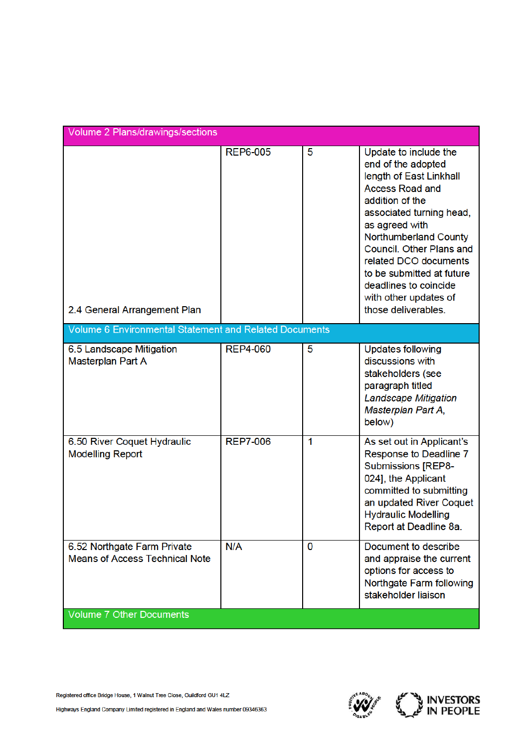| | | | |
|---|---|---|---|
| **Volume 2 Plans/drawings/sections** | | | |
| 2.4 General Arrangement Plan | REP6-005 | 5 | Update to include the end of the adopted length of East Linkhall Access Road and addition of the associated turning head, as agreed with Northumberland County Council. Other Plans and related DCO documents to be submitted at future deadlines to coincide with other updates of those deliverables. |
| **Volume 6 Environmental Statement and Related Documents** | | | |
| 6.5 Landscape Mitigation Masterplan Part A | REP4-060 | 5 | Updates following discussions with stakeholders (see paragraph titled *Landscape Mitigation Masterplan Part A*, below) |
| 6.50 River Coquet Hydraulic Modelling Report | REP7-006 | 1 | As set out in Applicant's Response to Deadline 7 Submissions [REP8-024], the Applicant committed to submitting an updated River Coquet Hydraulic Modelling Report at Deadline 8a. |
| 6.52 Northgate Farm Private Means of Access Technical Note | N/A | 0 | Document to describe and appraise the current options for access to Northgate Farm following stakeholder liaison |
| **Volume 7 Other Documents** | | | |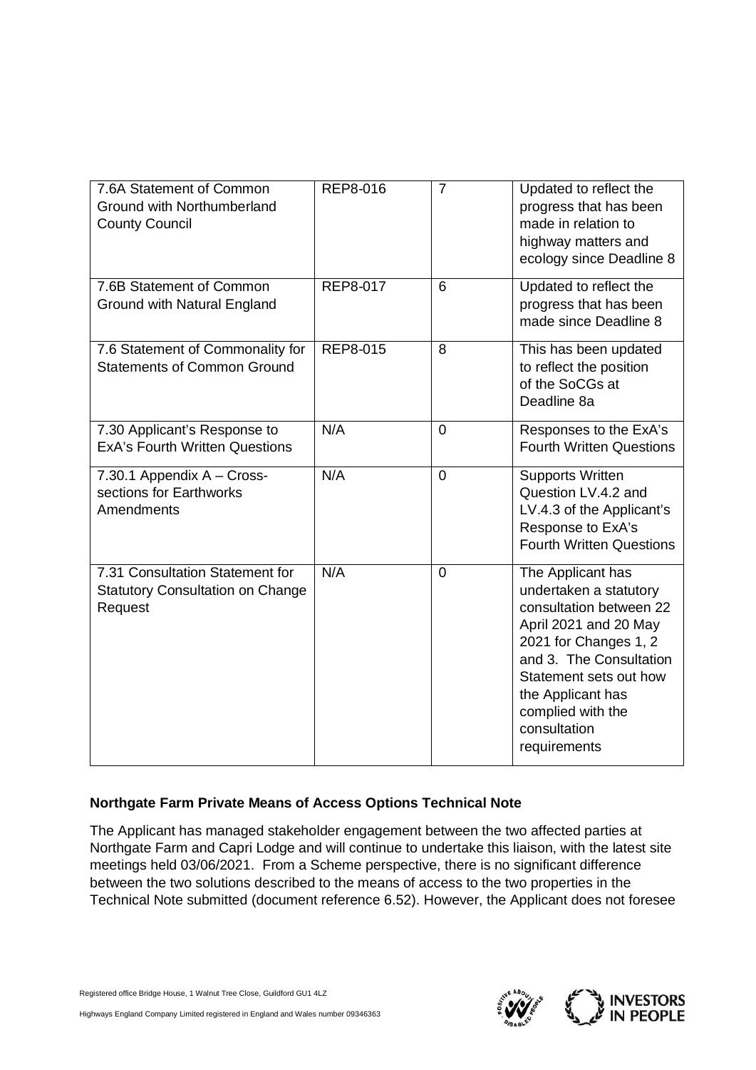| 7.6A Statement of Common Ground with Northumberland County Council | REP8-016 | 7 | Updated to reflect the progress that has been made in relation to highway matters and ecology since Deadline 8 |
|---|---|---|---|
| 7.6B Statement of Common Ground with Natural England | REP8-017 | 6 | Updated to reflect the progress that has been made since Deadline 8 |
| 7.6 Statement of Commonality for Statements of Common Ground | REP8-015 | 8 | This has been updated to reflect the position of the SoCGs at Deadline 8a |
| 7.30 Applicant's Response to ExA's Fourth Written Questions | N/A | 0 | Responses to the ExA's Fourth Written Questions |
| 7.30.1 Appendix A – Cross-sections for Earthworks Amendments | N/A | 0 | Supports Written Question LV.4.2 and LV.4.3 of the Applicant's Response to ExA's Fourth Written Questions |
| 7.31 Consultation Statement for Statutory Consultation on Change Request | N/A | 0 | The Applicant has undertaken a statutory consultation between 22 April 2021 and 20 May 2021 for Changes 1, 2 and 3. The Consultation Statement sets out how the Applicant has complied with the consultation requirements |

**Northgate Farm Private Means of Access Options Technical Note**

The Applicant has managed stakeholder engagement between the two affected parties at Northgate Farm and Capri Lodge and will continue to undertake this liaison, with the latest site meetings held 03/06/2021. From a Scheme perspective, there is no significant difference between the two solutions described to the means of access to the two properties in the Technical Note submitted (document reference 6.52). However, the Applicant does not foresee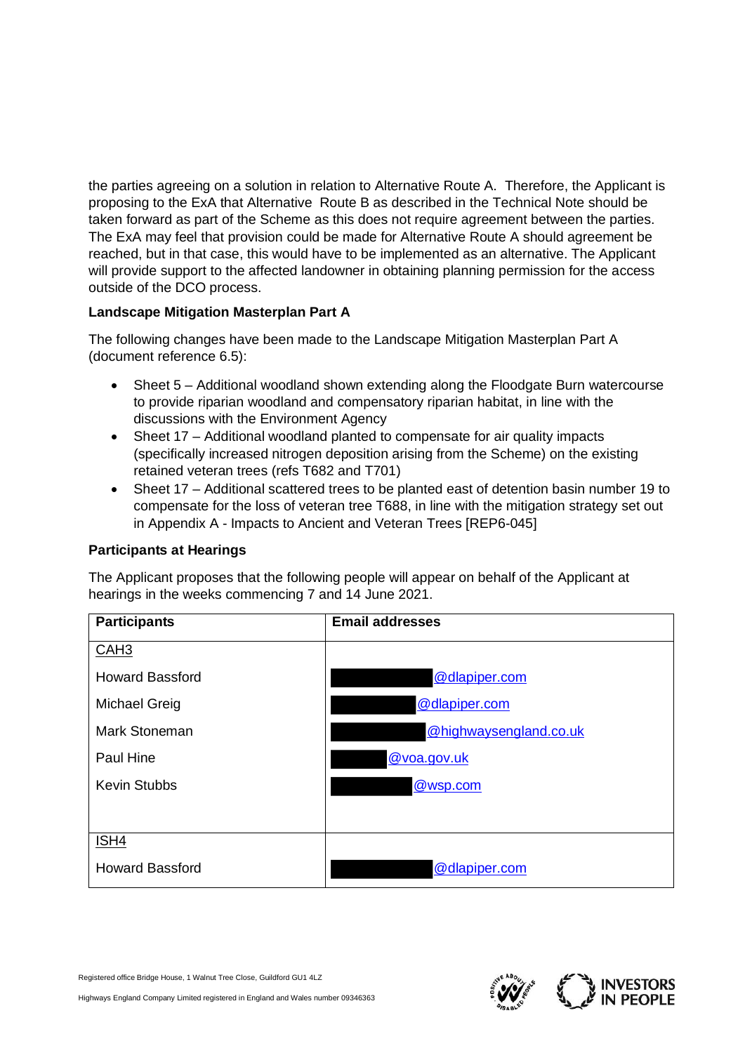the parties agreeing on a solution in relation to Alternative Route A. Therefore, the Applicant is proposing to the ExA that Alternative Route B as described in the Technical Note should be taken forward as part of the Scheme as this does not require agreement between the parties. The ExA may feel that provision could be made for Alternative Route A should agreement be reached, but in that case, this would have to be implemented as an alternative. The Applicant will provide support to the affected landowner in obtaining planning permission for the access outside of the DCO process.

**Landscape Mitigation Masterplan Part A**

The following changes have been made to the Landscape Mitigation Masterplan Part A (document reference 6.5):

- Sheet 5 – Additional woodland shown extending along the Floodgate Burn watercourse to provide riparian woodland and compensatory riparian habitat, in line with the discussions with the Environment Agency
- Sheet 17 – Additional woodland planted to compensate for air quality impacts (specifically increased nitrogen deposition arising from the Scheme) on the existing retained veteran trees (refs T682 and T701)
- Sheet 17 – Additional scattered trees to be planted east of detention basin number 19 to compensate for the loss of veteran tree T688, in line with the mitigation strategy set out in Appendix A - Impacts to Ancient and Veteran Trees [REP6-045]

**Participants at Hearings**

The Applicant proposes that the following people will appear on behalf of the Applicant at hearings in the weeks commencing 7 and 14 June 2021.

| Participants | Email addresses |
|---|---|
| CAH3 | |
| Howard Bassford | [redacted]@dlapiper.com |
| Michael Greig | [redacted]@dlapiper.com |
| Mark Stoneman | [redacted]@highwaysengland.co.uk |
| Paul Hine | [redacted]@voa.gov.uk |
| Kevin Stubbs | [redacted]@wsp.com |
| ISH4 | |
| Howard Bassford | [redacted]@dlapiper.com |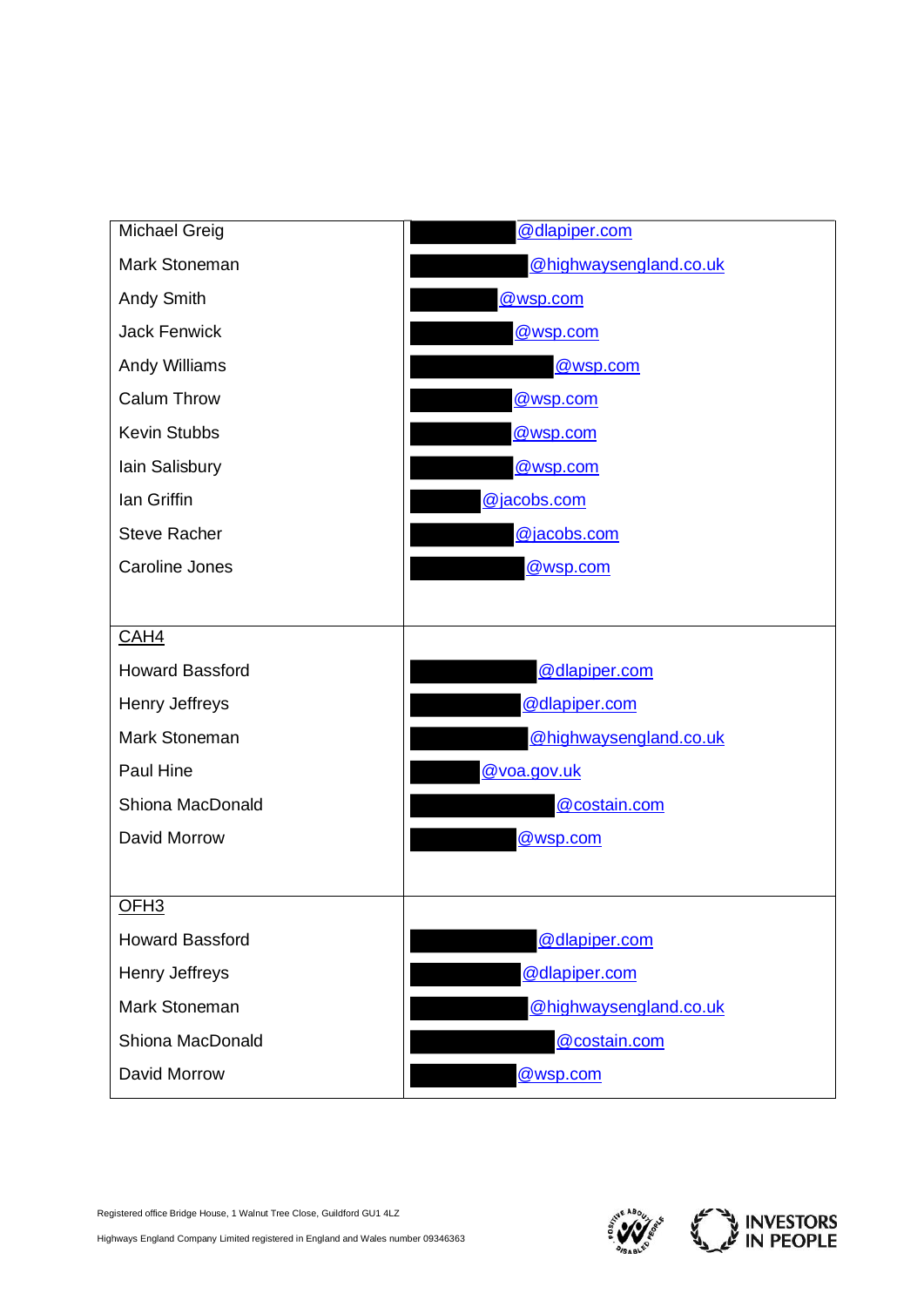| | |
|---|---|
| Michael Greig | @dlapiper.com |
| Mark Stoneman | @highwaysengland.co.uk |
| Andy Smith | @wsp.com |
| Jack Fenwick | @wsp.com |
| Andy Williams | @wsp.com |
| Calum Throw | @wsp.com |
| Kevin Stubbs | @wsp.com |
| Iain Salisbury | @wsp.com |
| Ian Griffin | @jacobs.com |
| Steve Racher | @jacobs.com |
| Caroline Jones | @wsp.com |
| CAH4 | |
| Howard Bassford | @dlapiper.com |
| Henry Jeffreys | @dlapiper.com |
| Mark Stoneman | @highwaysengland.co.uk |
| Paul Hine | @voa.gov.uk |
| Shiona MacDonald | @costain.com |
| David Morrow | @wsp.com |
| OFH3 | |
| Howard Bassford | @dlapiper.com |
| Henry Jeffreys | @dlapiper.com |
| Mark Stoneman | @highwaysengland.co.uk |
| Shiona MacDonald | @costain.com |
| David Morrow | @wsp.com |

Registered office Bridge House, 1 Walnut Tree Close, Guildford GU1 4LZ

Highways England Company Limited registered in England and Wales number 09346363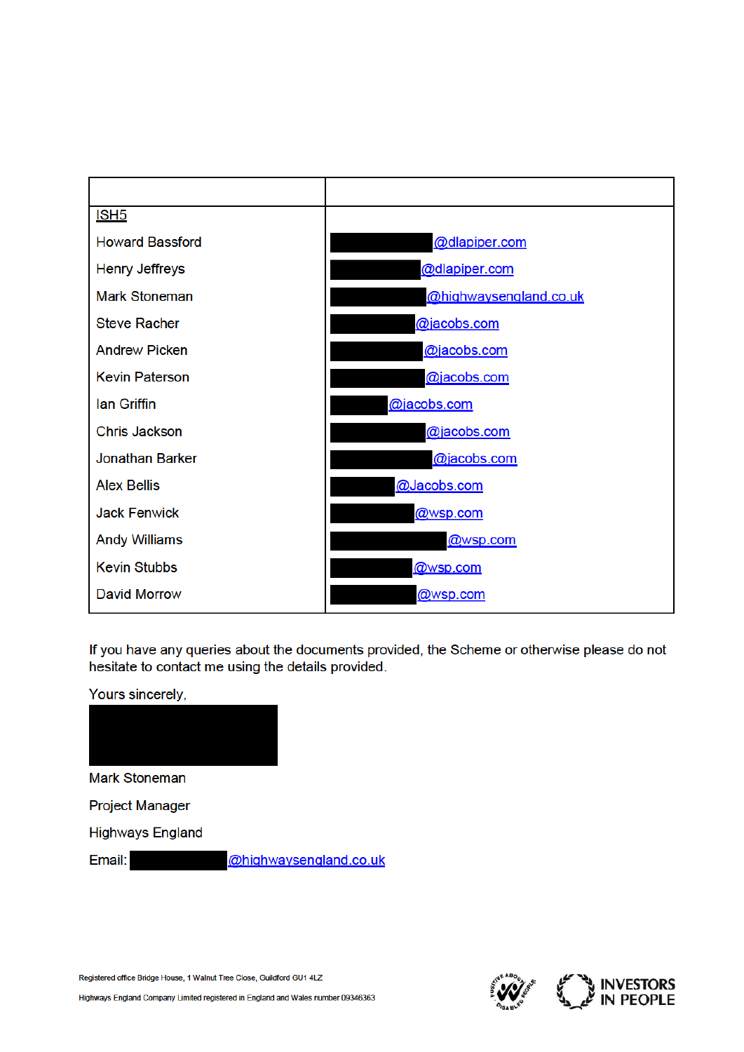| | |
|---|---|
| ISH5 | |
| Howard Bassford | @dlapiper.com |
| Henry Jeffreys | @dlapiper.com |
| Mark Stoneman | @highwaysengland.co.uk |
| Steve Racher | @jacobs.com |
| Andrew Picken | @jacobs.com |
| Kevin Paterson | @jacobs.com |
| Ian Griffin | @jacobs.com |
| Chris Jackson | @jacobs.com |
| Jonathan Barker | @jacobs.com |
| Alex Bellis | @Jacobs.com |
| Jack Fenwick | @wsp.com |
| Andy Williams | @wsp.com |
| Kevin Stubbs | @wsp.com |
| David Morrow | @wsp.com |

If you have any queries about the documents provided, the Scheme or otherwise please do not hesitate to contact me using the details provided.

Yours sincerely,

Mark Stoneman

Project Manager

Highways England

Email: @highwaysengland.co.uk

Registered office Bridge House, 1 Walnut Tree Close, Guildford GU1 4LZ

Highways England Company Limited registered in England and Wales number 09346363